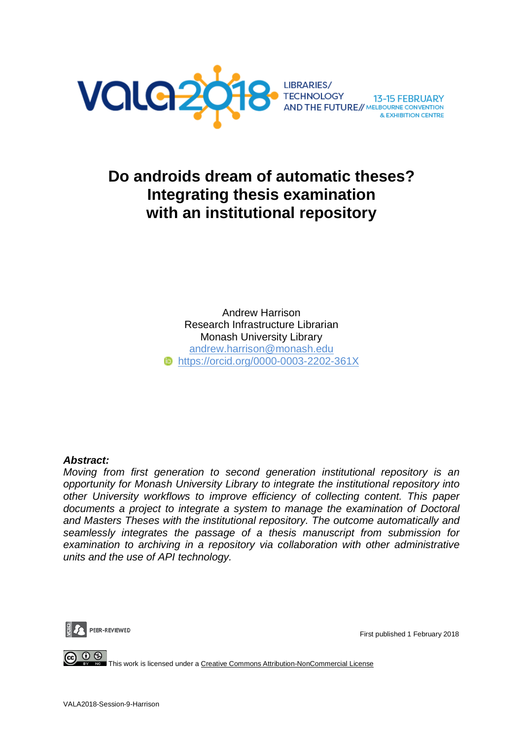VALA2018 LIBRARIES/ TECHNOLOGY AND THE FUTURE// 13-15 FEBRUARY MELBOURNE CONVENTION & EXHIBITION CENTRE

# Do androids dream of automatic theses? Integrating thesis examination with an institutional repository

Andrew Harrison
Research Infrastructure Librarian
Monash University Library
andrew.harrison@monash.edu
https://orcid.org/0000-0003-2202-361X

***Abstract:***

*Moving from first generation to second generation institutional repository is an opportunity for Monash University Library to integrate the institutional repository into other University workflows to improve efficiency of collecting content. This paper documents a project to integrate a system to manage the examination of Doctoral and Masters Theses with the institutional repository. The outcome automatically and seamlessly integrates the passage of a thesis manuscript from submission for examination to archiving in a repository via collaboration with other administrative units and the use of API technology.*

PEER-REVIEWED

First published 1 February 2018

This work is licensed under a Creative Commons Attribution-NonCommercial License

VALA2018-Session-9-Harrison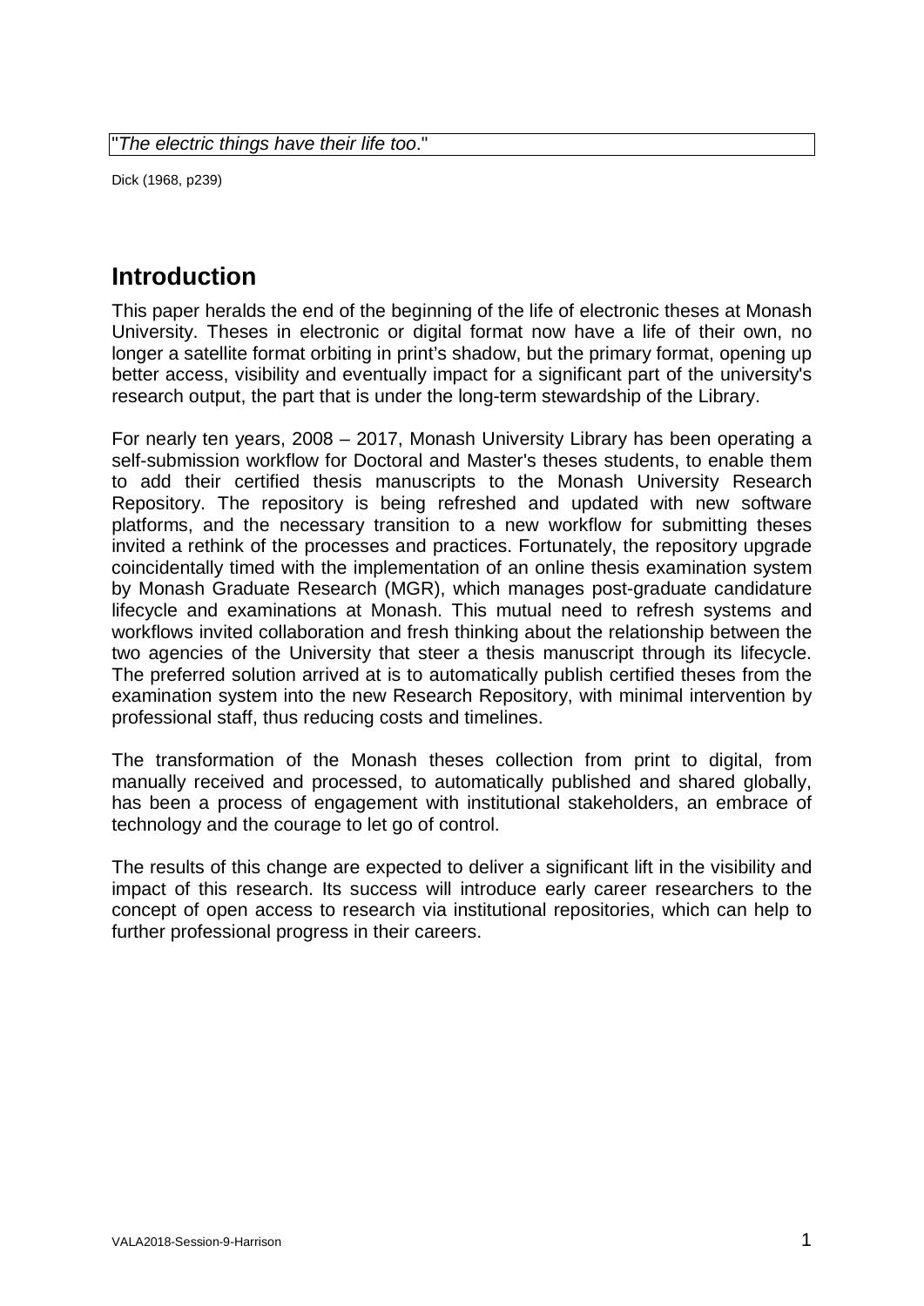"*The electric things have their life too*."

Dick (1968, p239)

## Introduction

This paper heralds the end of the beginning of the life of electronic theses at Monash University. Theses in electronic or digital format now have a life of their own, no longer a satellite format orbiting in print's shadow, but the primary format, opening up better access, visibility and eventually impact for a significant part of the university's research output, the part that is under the long-term stewardship of the Library.

For nearly ten years, 2008 – 2017, Monash University Library has been operating a self-submission workflow for Doctoral and Master's theses students, to enable them to add their certified thesis manuscripts to the Monash University Research Repository. The repository is being refreshed and updated with new software platforms, and the necessary transition to a new workflow for submitting theses invited a rethink of the processes and practices. Fortunately, the repository upgrade coincidentally timed with the implementation of an online thesis examination system by Monash Graduate Research (MGR), which manages post-graduate candidature lifecycle and examinations at Monash. This mutual need to refresh systems and workflows invited collaboration and fresh thinking about the relationship between the two agencies of the University that steer a thesis manuscript through its lifecycle. The preferred solution arrived at is to automatically publish certified theses from the examination system into the new Research Repository, with minimal intervention by professional staff, thus reducing costs and timelines.

The transformation of the Monash theses collection from print to digital, from manually received and processed, to automatically published and shared globally, has been a process of engagement with institutional stakeholders, an embrace of technology and the courage to let go of control.

The results of this change are expected to deliver a significant lift in the visibility and impact of this research. Its success will introduce early career researchers to the concept of open access to research via institutional repositories, which can help to further professional progress in their careers.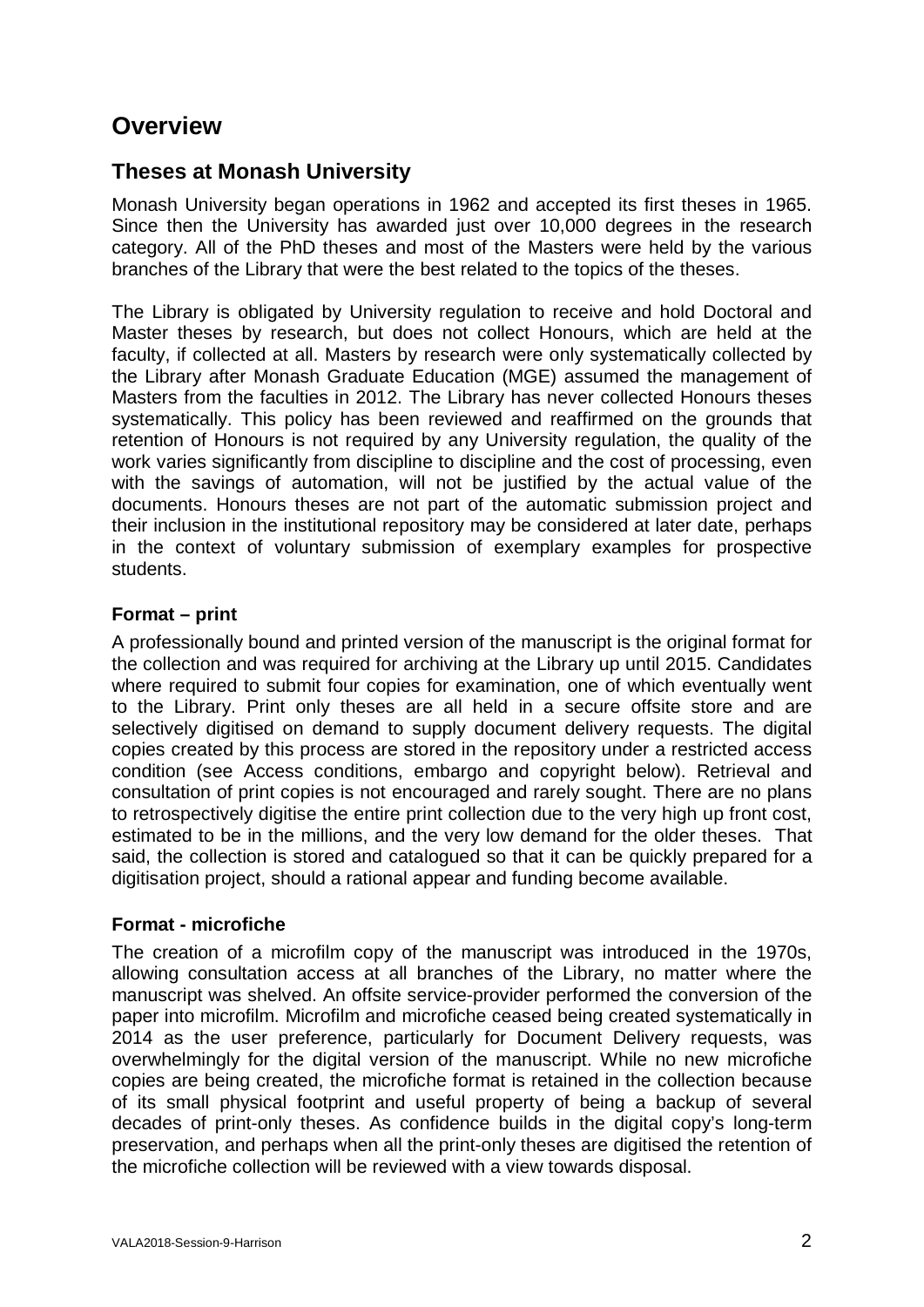## Overview

### Theses at Monash University

Monash University began operations in 1962 and accepted its first theses in 1965. Since then the University has awarded just over 10,000 degrees in the research category. All of the PhD theses and most of the Masters were held by the various branches of the Library that were the best related to the topics of the theses.

The Library is obligated by University regulation to receive and hold Doctoral and Master theses by research, but does not collect Honours, which are held at the faculty, if collected at all. Masters by research were only systematically collected by the Library after Monash Graduate Education (MGE) assumed the management of Masters from the faculties in 2012. The Library has never collected Honours theses systematically. This policy has been reviewed and reaffirmed on the grounds that retention of Honours is not required by any University regulation, the quality of the work varies significantly from discipline to discipline and the cost of processing, even with the savings of automation, will not be justified by the actual value of the documents. Honours theses are not part of the automatic submission project and their inclusion in the institutional repository may be considered at later date, perhaps in the context of voluntary submission of exemplary examples for prospective students.

**Format – print**

A professionally bound and printed version of the manuscript is the original format for the collection and was required for archiving at the Library up until 2015. Candidates where required to submit four copies for examination, one of which eventually went to the Library. Print only theses are all held in a secure offsite store and are selectively digitised on demand to supply document delivery requests. The digital copies created by this process are stored in the repository under a restricted access condition (see Access conditions, embargo and copyright below). Retrieval and consultation of print copies is not encouraged and rarely sought. There are no plans to retrospectively digitise the entire print collection due to the very high up front cost, estimated to be in the millions, and the very low demand for the older theses. That said, the collection is stored and catalogued so that it can be quickly prepared for a digitisation project, should a rational appear and funding become available.

**Format - microfiche**

The creation of a microfilm copy of the manuscript was introduced in the 1970s, allowing consultation access at all branches of the Library, no matter where the manuscript was shelved. An offsite service-provider performed the conversion of the paper into microfilm. Microfilm and microfiche ceased being created systematically in 2014 as the user preference, particularly for Document Delivery requests, was overwhelmingly for the digital version of the manuscript. While no new microfiche copies are being created, the microfiche format is retained in the collection because of its small physical footprint and useful property of being a backup of several decades of print-only theses. As confidence builds in the digital copy's long-term preservation, and perhaps when all the print-only theses are digitised the retention of the microfiche collection will be reviewed with a view towards disposal.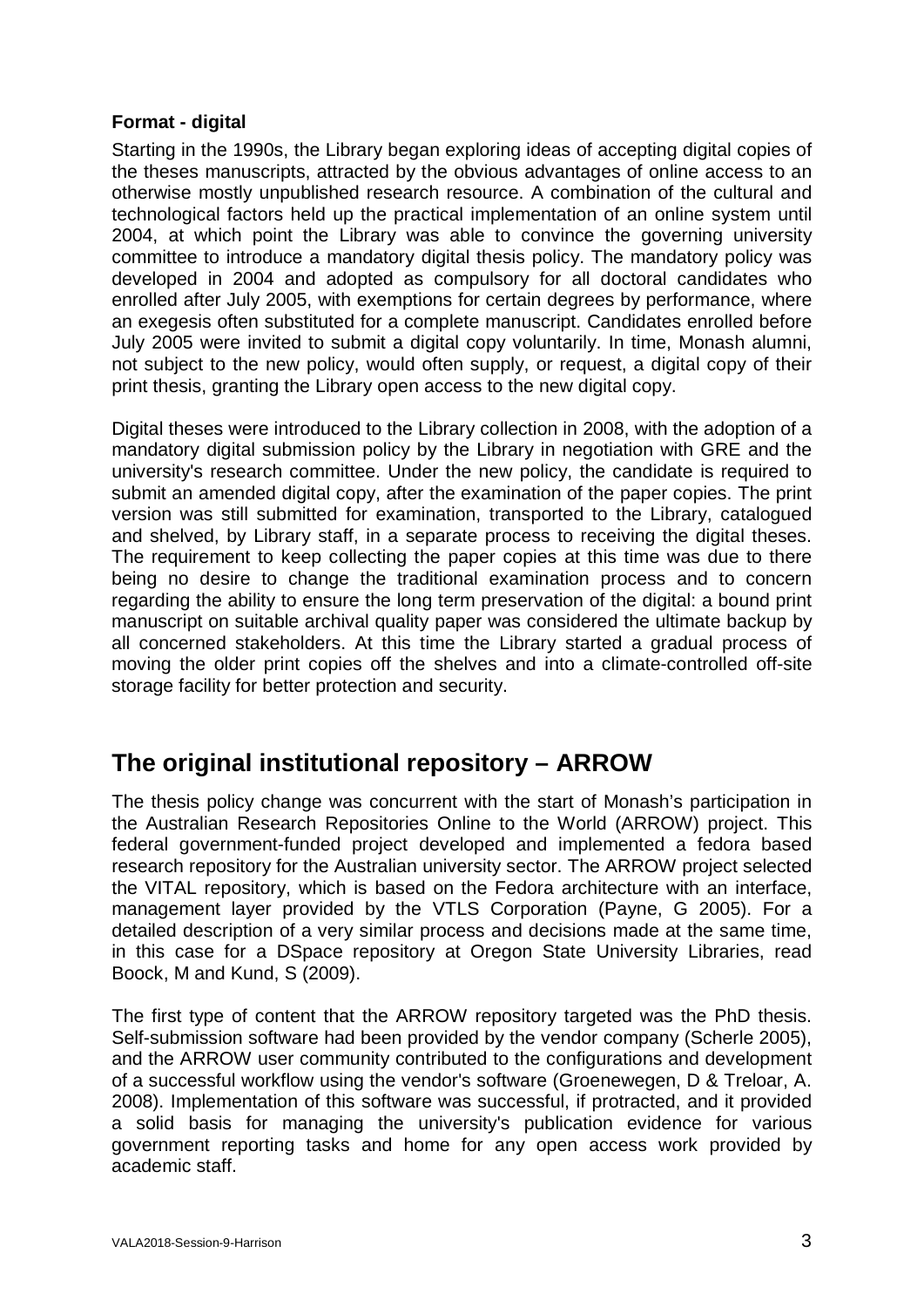### Format - digital

Starting in the 1990s, the Library began exploring ideas of accepting digital copies of the theses manuscripts, attracted by the obvious advantages of online access to an otherwise mostly unpublished research resource. A combination of the cultural and technological factors held up the practical implementation of an online system until 2004, at which point the Library was able to convince the governing university committee to introduce a mandatory digital thesis policy. The mandatory policy was developed in 2004 and adopted as compulsory for all doctoral candidates who enrolled after July 2005, with exemptions for certain degrees by performance, where an exegesis often substituted for a complete manuscript. Candidates enrolled before July 2005 were invited to submit a digital copy voluntarily. In time, Monash alumni, not subject to the new policy, would often supply, or request, a digital copy of their print thesis, granting the Library open access to the new digital copy.

Digital theses were introduced to the Library collection in 2008, with the adoption of a mandatory digital submission policy by the Library in negotiation with GRE and the university's research committee. Under the new policy, the candidate is required to submit an amended digital copy, after the examination of the paper copies. The print version was still submitted for examination, transported to the Library, catalogued and shelved, by Library staff, in a separate process to receiving the digital theses. The requirement to keep collecting the paper copies at this time was due to there being no desire to change the traditional examination process and to concern regarding the ability to ensure the long term preservation of the digital: a bound print manuscript on suitable archival quality paper was considered the ultimate backup by all concerned stakeholders. At this time the Library started a gradual process of moving the older print copies off the shelves and into a climate-controlled off-site storage facility for better protection and security.

## The original institutional repository – ARROW

The thesis policy change was concurrent with the start of Monash's participation in the Australian Research Repositories Online to the World (ARROW) project. This federal government-funded project developed and implemented a fedora based research repository for the Australian university sector. The ARROW project selected the VITAL repository, which is based on the Fedora architecture with an interface, management layer provided by the VTLS Corporation (Payne, G 2005). For a detailed description of a very similar process and decisions made at the same time, in this case for a DSpace repository at Oregon State University Libraries, read Boock, M and Kund, S (2009).

The first type of content that the ARROW repository targeted was the PhD thesis. Self-submission software had been provided by the vendor company (Scherle 2005), and the ARROW user community contributed to the configurations and development of a successful workflow using the vendor's software (Groenewegen, D & Treloar, A. 2008). Implementation of this software was successful, if protracted, and it provided a solid basis for managing the university's publication evidence for various government reporting tasks and home for any open access work provided by academic staff.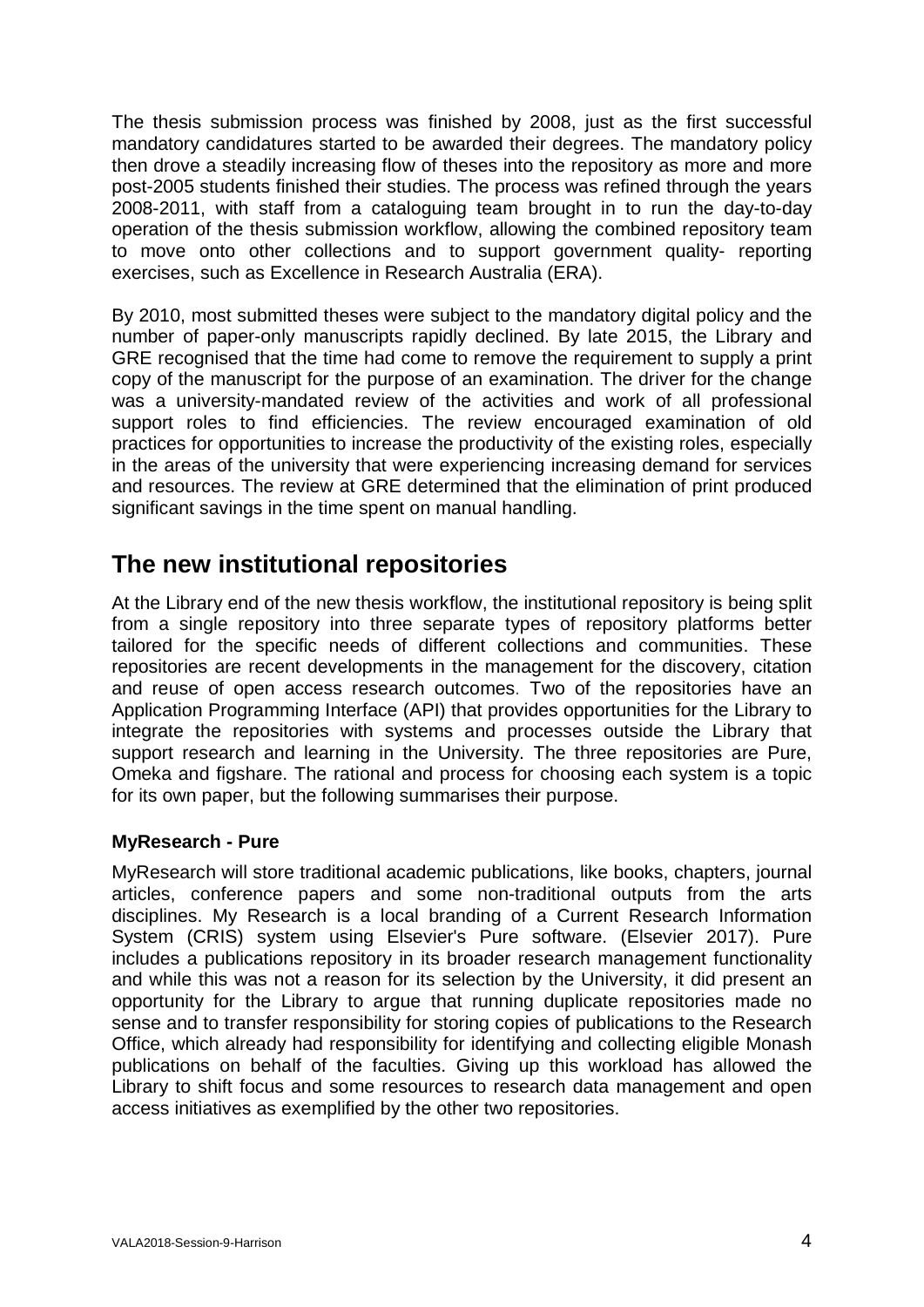The thesis submission process was finished by 2008, just as the first successful mandatory candidatures started to be awarded their degrees. The mandatory policy then drove a steadily increasing flow of theses into the repository as more and more post-2005 students finished their studies. The process was refined through the years 2008-2011, with staff from a cataloguing team brought in to run the day-to-day operation of the thesis submission workflow, allowing the combined repository team to move onto other collections and to support government quality- reporting exercises, such as Excellence in Research Australia (ERA).

By 2010, most submitted theses were subject to the mandatory digital policy and the number of paper-only manuscripts rapidly declined. By late 2015, the Library and GRE recognised that the time had come to remove the requirement to supply a print copy of the manuscript for the purpose of an examination. The driver for the change was a university-mandated review of the activities and work of all professional support roles to find efficiencies. The review encouraged examination of old practices for opportunities to increase the productivity of the existing roles, especially in the areas of the university that were experiencing increasing demand for services and resources. The review at GRE determined that the elimination of print produced significant savings in the time spent on manual handling.

## The new institutional repositories

At the Library end of the new thesis workflow, the institutional repository is being split from a single repository into three separate types of repository platforms better tailored for the specific needs of different collections and communities. These repositories are recent developments in the management for the discovery, citation and reuse of open access research outcomes. Two of the repositories have an Application Programming Interface (API) that provides opportunities for the Library to integrate the repositories with systems and processes outside the Library that support research and learning in the University. The three repositories are Pure, Omeka and figshare. The rational and process for choosing each system is a topic for its own paper, but the following summarises their purpose.

### MyResearch - Pure

MyResearch will store traditional academic publications, like books, chapters, journal articles, conference papers and some non-traditional outputs from the arts disciplines. My Research is a local branding of a Current Research Information System (CRIS) system using Elsevier's Pure software. (Elsevier 2017). Pure includes a publications repository in its broader research management functionality and while this was not a reason for its selection by the University, it did present an opportunity for the Library to argue that running duplicate repositories made no sense and to transfer responsibility for storing copies of publications to the Research Office, which already had responsibility for identifying and collecting eligible Monash publications on behalf of the faculties. Giving up this workload has allowed the Library to shift focus and some resources to research data management and open access initiatives as exemplified by the other two repositories.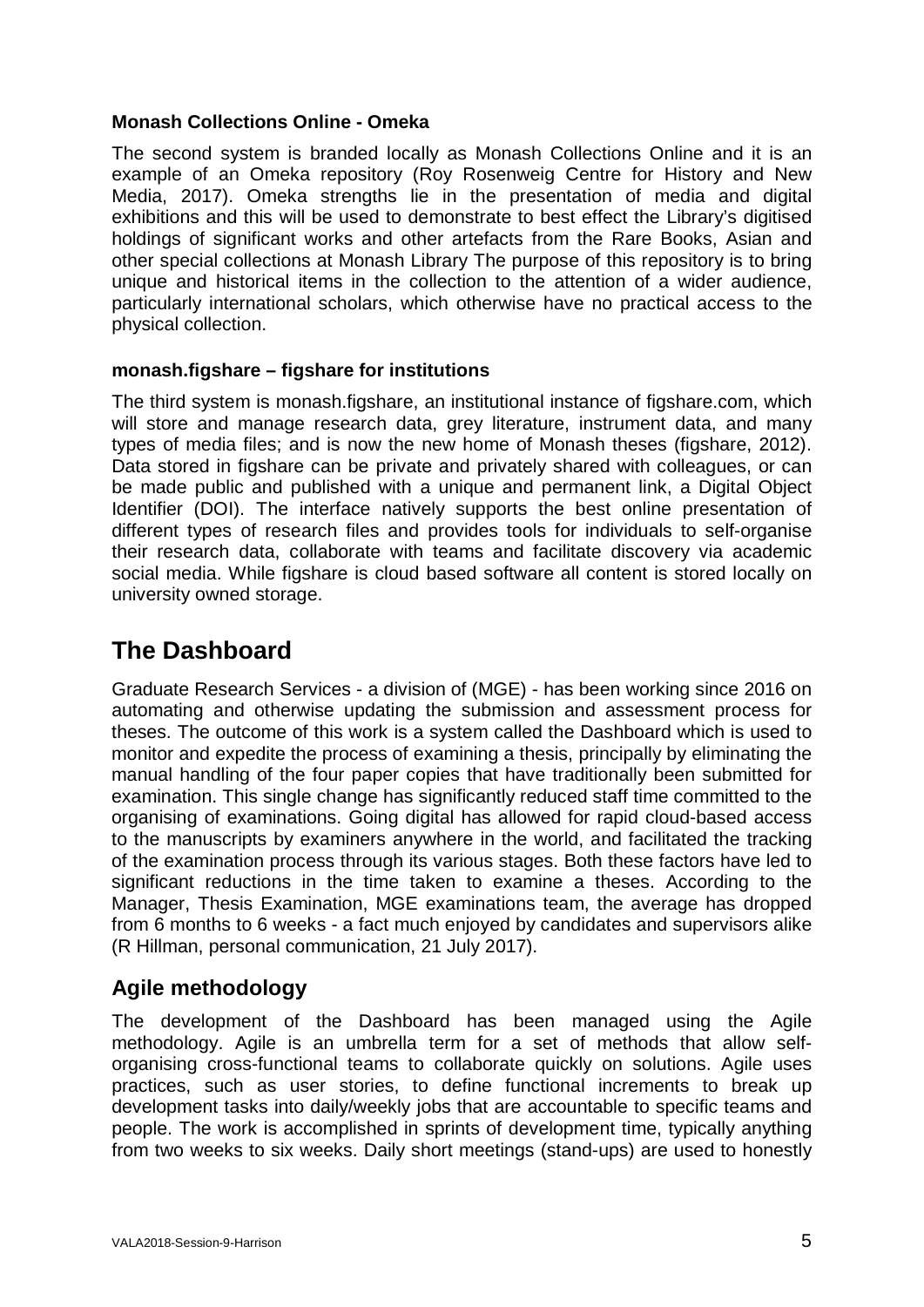**Monash Collections Online - Omeka**

The second system is branded locally as Monash Collections Online and it is an example of an Omeka repository (Roy Rosenweig Centre for History and New Media, 2017). Omeka strengths lie in the presentation of media and digital exhibitions and this will be used to demonstrate to best effect the Library's digitised holdings of significant works and other artefacts from the Rare Books, Asian and other special collections at Monash Library The purpose of this repository is to bring unique and historical items in the collection to the attention of a wider audience, particularly international scholars, which otherwise have no practical access to the physical collection.

**monash.figshare – figshare for institutions**

The third system is monash.figshare, an institutional instance of figshare.com, which will store and manage research data, grey literature, instrument data, and many types of media files; and is now the new home of Monash theses (figshare, 2012). Data stored in figshare can be private and privately shared with colleagues, or can be made public and published with a unique and permanent link, a Digital Object Identifier (DOI). The interface natively supports the best online presentation of different types of research files and provides tools for individuals to self-organise their research data, collaborate with teams and facilitate discovery via academic social media. While figshare is cloud based software all content is stored locally on university owned storage.

# The Dashboard

Graduate Research Services - a division of (MGE) - has been working since 2016 on automating and otherwise updating the submission and assessment process for theses. The outcome of this work is a system called the Dashboard which is used to monitor and expedite the process of examining a thesis, principally by eliminating the manual handling of the four paper copies that have traditionally been submitted for examination. This single change has significantly reduced staff time committed to the organising of examinations. Going digital has allowed for rapid cloud-based access to the manuscripts by examiners anywhere in the world, and facilitated the tracking of the examination process through its various stages. Both these factors have led to significant reductions in the time taken to examine a theses. According to the Manager, Thesis Examination, MGE examinations team, the average has dropped from 6 months to 6 weeks - a fact much enjoyed by candidates and supervisors alike (R Hillman, personal communication, 21 July 2017).

## Agile methodology

The development of the Dashboard has been managed using the Agile methodology. Agile is an umbrella term for a set of methods that allow self-organising cross-functional teams to collaborate quickly on solutions. Agile uses practices, such as user stories, to define functional increments to break up development tasks into daily/weekly jobs that are accountable to specific teams and people. The work is accomplished in sprints of development time, typically anything from two weeks to six weeks. Daily short meetings (stand-ups) are used to honestly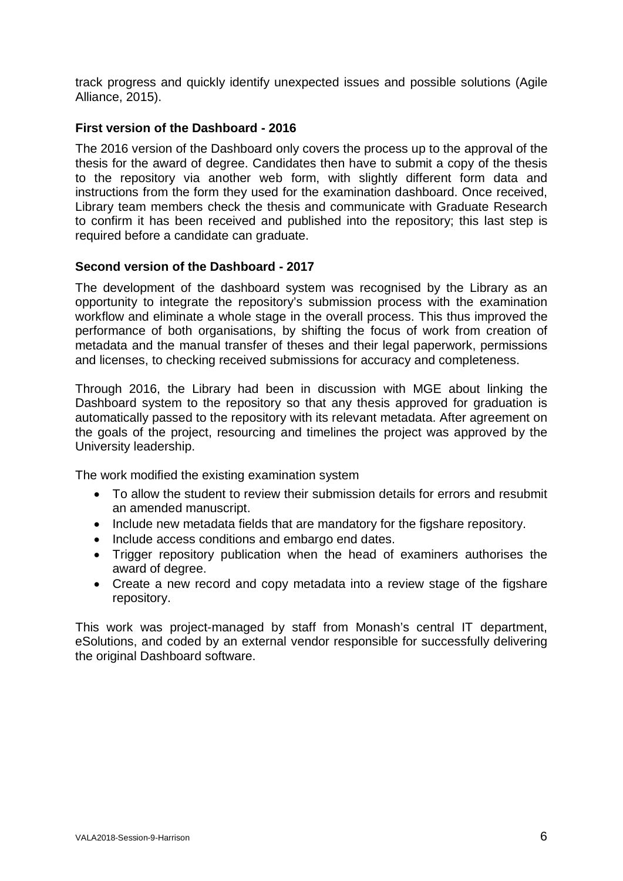track progress and quickly identify unexpected issues and possible solutions (Agile Alliance, 2015).

**First version of the Dashboard - 2016**

The 2016 version of the Dashboard only covers the process up to the approval of the thesis for the award of degree. Candidates then have to submit a copy of the thesis to the repository via another web form, with slightly different form data and instructions from the form they used for the examination dashboard. Once received, Library team members check the thesis and communicate with Graduate Research to confirm it has been received and published into the repository; this last step is required before a candidate can graduate.

**Second version of the Dashboard - 2017**

The development of the dashboard system was recognised by the Library as an opportunity to integrate the repository's submission process with the examination workflow and eliminate a whole stage in the overall process. This thus improved the performance of both organisations, by shifting the focus of work from creation of metadata and the manual transfer of theses and their legal paperwork, permissions and licenses, to checking received submissions for accuracy and completeness.

Through 2016, the Library had been in discussion with MGE about linking the Dashboard system to the repository so that any thesis approved for graduation is automatically passed to the repository with its relevant metadata. After agreement on the goals of the project, resourcing and timelines the project was approved by the University leadership.

The work modified the existing examination system

- To allow the student to review their submission details for errors and resubmit an amended manuscript.
- Include new metadata fields that are mandatory for the figshare repository.
- Include access conditions and embargo end dates.
- Trigger repository publication when the head of examiners authorises the award of degree.
- Create a new record and copy metadata into a review stage of the figshare repository.

This work was project-managed by staff from Monash's central IT department, eSolutions, and coded by an external vendor responsible for successfully delivering the original Dashboard software.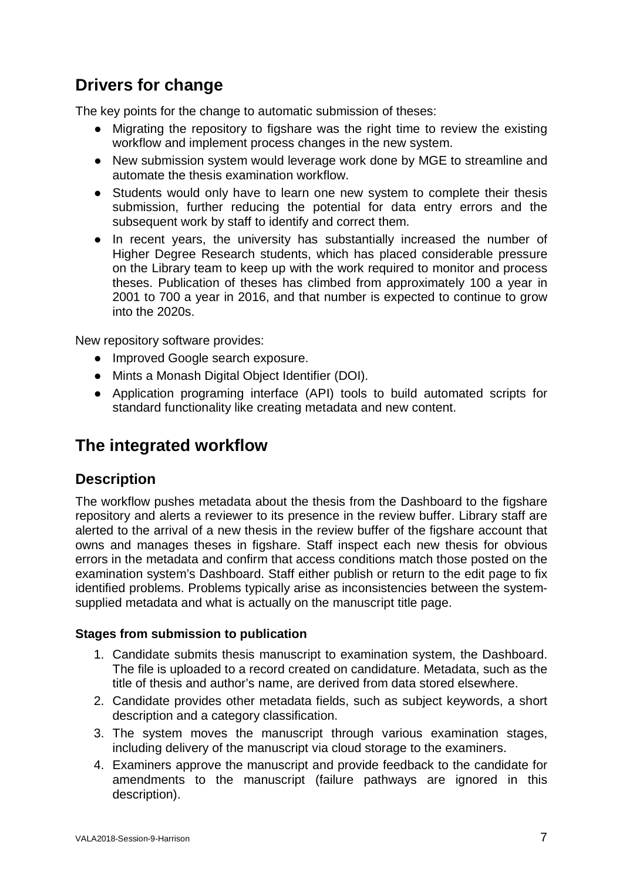## Drivers for change

The key points for the change to automatic submission of theses:

- Migrating the repository to figshare was the right time to review the existing workflow and implement process changes in the new system.
- New submission system would leverage work done by MGE to streamline and automate the thesis examination workflow.
- Students would only have to learn one new system to complete their thesis submission, further reducing the potential for data entry errors and the subsequent work by staff to identify and correct them.
- In recent years, the university has substantially increased the number of Higher Degree Research students, which has placed considerable pressure on the Library team to keep up with the work required to monitor and process theses. Publication of theses has climbed from approximately 100 a year in 2001 to 700 a year in 2016, and that number is expected to continue to grow into the 2020s.

New repository software provides:

- Improved Google search exposure.
- Mints a Monash Digital Object Identifier (DOI).
- Application programing interface (API) tools to build automated scripts for standard functionality like creating metadata and new content.

## The integrated workflow

### Description

The workflow pushes metadata about the thesis from the Dashboard to the figshare repository and alerts a reviewer to its presence in the review buffer. Library staff are alerted to the arrival of a new thesis in the review buffer of the figshare account that owns and manages theses in figshare. Staff inspect each new thesis for obvious errors in the metadata and confirm that access conditions match those posted on the examination system's Dashboard. Staff either publish or return to the edit page to fix identified problems. Problems typically arise as inconsistencies between the system-supplied metadata and what is actually on the manuscript title page.

#### Stages from submission to publication

1. Candidate submits thesis manuscript to examination system, the Dashboard. The file is uploaded to a record created on candidature. Metadata, such as the title of thesis and author's name, are derived from data stored elsewhere.
2. Candidate provides other metadata fields, such as subject keywords, a short description and a category classification.
3. The system moves the manuscript through various examination stages, including delivery of the manuscript via cloud storage to the examiners.
4. Examiners approve the manuscript and provide feedback to the candidate for amendments to the manuscript (failure pathways are ignored in this description).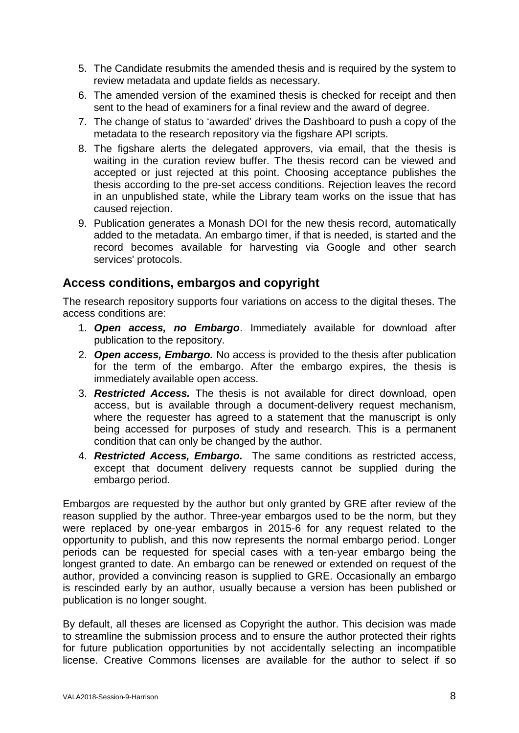5. The Candidate resubmits the amended thesis and is required by the system to review metadata and update fields as necessary.
6. The amended version of the examined thesis is checked for receipt and then sent to the head of examiners for a final review and the award of degree.
7. The change of status to 'awarded' drives the Dashboard to push a copy of the metadata to the research repository via the figshare API scripts.
8. The figshare alerts the delegated approvers, via email, that the thesis is waiting in the curation review buffer. The thesis record can be viewed and accepted or just rejected at this point. Choosing acceptance publishes the thesis according to the pre-set access conditions. Rejection leaves the record in an unpublished state, while the Library team works on the issue that has caused rejection.
9. Publication generates a Monash DOI for the new thesis record, automatically added to the metadata. An embargo timer, if that is needed, is started and the record becomes available for harvesting via Google and other search services' protocols.

## Access conditions, embargos and copyright

The research repository supports four variations on access to the digital theses. The access conditions are:

1. ***Open access, no Embargo***. Immediately available for download after publication to the repository.
2. ***Open access, Embargo.*** No access is provided to the thesis after publication for the term of the embargo. After the embargo expires, the thesis is immediately available open access.
3. ***Restricted Access.*** The thesis is not available for direct download, open access, but is available through a document-delivery request mechanism, where the requester has agreed to a statement that the manuscript is only being accessed for purposes of study and research. This is a permanent condition that can only be changed by the author.
4. ***Restricted Access, Embargo.*** The same conditions as restricted access, except that document delivery requests cannot be supplied during the embargo period.

Embargos are requested by the author but only granted by GRE after review of the reason supplied by the author. Three-year embargos used to be the norm, but they were replaced by one-year embargos in 2015-6 for any request related to the opportunity to publish, and this now represents the normal embargo period. Longer periods can be requested for special cases with a ten-year embargo being the longest granted to date. An embargo can be renewed or extended on request of the author, provided a convincing reason is supplied to GRE. Occasionally an embargo is rescinded early by an author, usually because a version has been published or publication is no longer sought.

By default, all theses are licensed as Copyright the author. This decision was made to streamline the submission process and to ensure the author protected their rights for future publication opportunities by not accidentally selecting an incompatible license. Creative Commons licenses are available for the author to select if so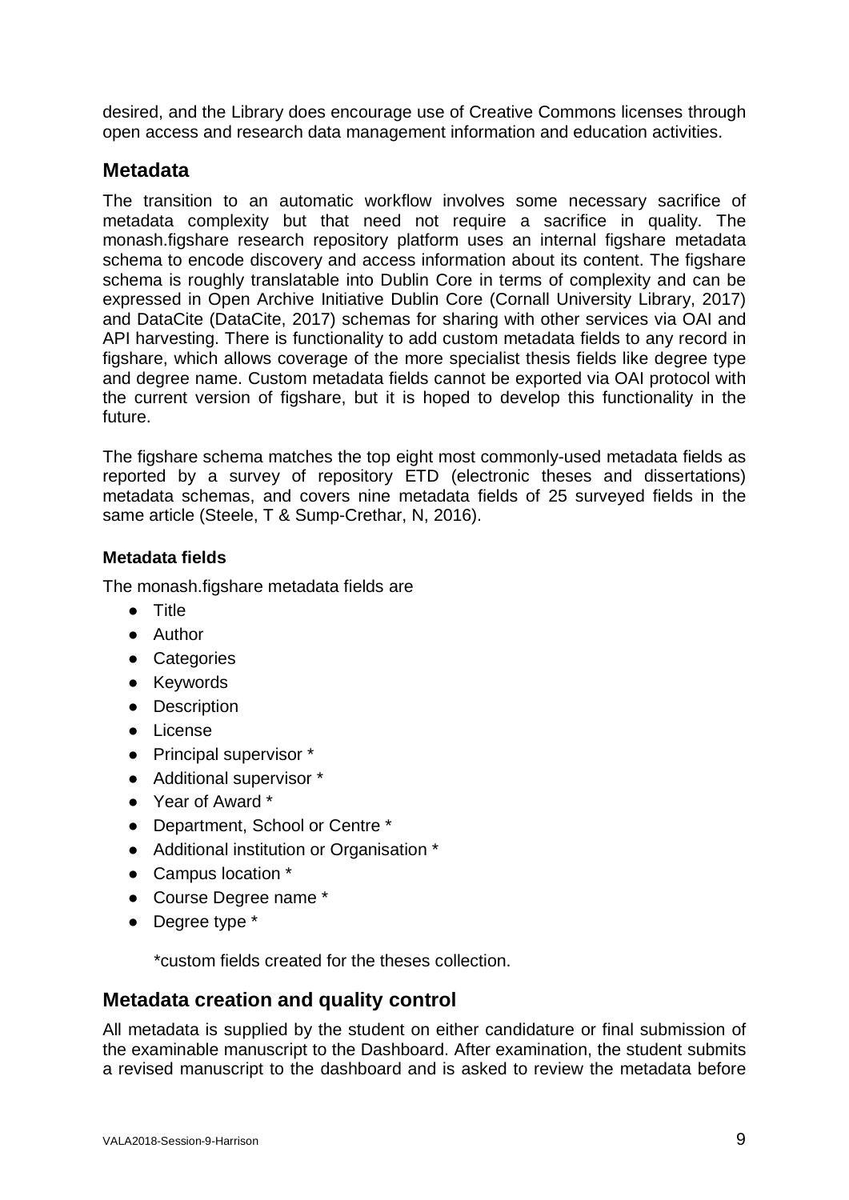desired, and the Library does encourage use of Creative Commons licenses through open access and research data management information and education activities.

## Metadata

The transition to an automatic workflow involves some necessary sacrifice of metadata complexity but that need not require a sacrifice in quality. The monash.figshare research repository platform uses an internal figshare metadata schema to encode discovery and access information about its content. The figshare schema is roughly translatable into Dublin Core in terms of complexity and can be expressed in Open Archive Initiative Dublin Core (Cornall University Library, 2017) and DataCite (DataCite, 2017) schemas for sharing with other services via OAI and API harvesting. There is functionality to add custom metadata fields to any record in figshare, which allows coverage of the more specialist thesis fields like degree type and degree name. Custom metadata fields cannot be exported via OAI protocol with the current version of figshare, but it is hoped to develop this functionality in the future.

The figshare schema matches the top eight most commonly-used metadata fields as reported by a survey of repository ETD (electronic theses and dissertations) metadata schemas, and covers nine metadata fields of 25 surveyed fields in the same article (Steele, T & Sump-Crethar, N, 2016).

#### Metadata fields

The monash.figshare metadata fields are

- Title
- Author
- Categories
- Keywords
- Description
- License
- Principal supervisor *
- Additional supervisor *
- Year of Award *
- Department, School or Centre *
- Additional institution or Organisation *
- Campus location *
- Course Degree name *
- Degree type *

*custom fields created for the theses collection.

## Metadata creation and quality control

All metadata is supplied by the student on either candidature or final submission of the examinable manuscript to the Dashboard. After examination, the student submits a revised manuscript to the dashboard and is asked to review the metadata before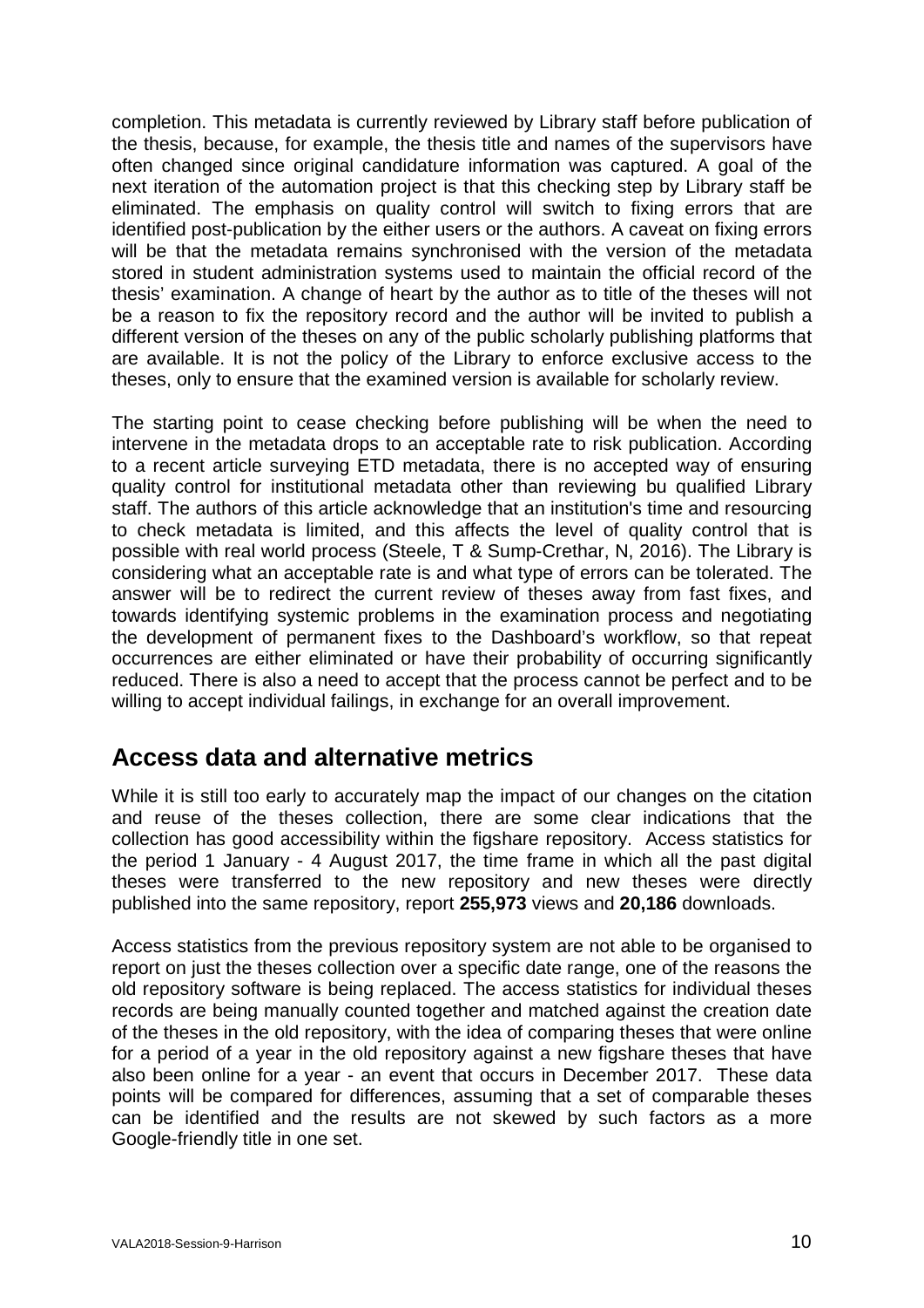completion. This metadata is currently reviewed by Library staff before publication of the thesis, because, for example, the thesis title and names of the supervisors have often changed since original candidature information was captured. A goal of the next iteration of the automation project is that this checking step by Library staff be eliminated. The emphasis on quality control will switch to fixing errors that are identified post-publication by the either users or the authors. A caveat on fixing errors will be that the metadata remains synchronised with the version of the metadata stored in student administration systems used to maintain the official record of the thesis' examination. A change of heart by the author as to title of the theses will not be a reason to fix the repository record and the author will be invited to publish a different version of the theses on any of the public scholarly publishing platforms that are available. It is not the policy of the Library to enforce exclusive access to the theses, only to ensure that the examined version is available for scholarly review.

The starting point to cease checking before publishing will be when the need to intervene in the metadata drops to an acceptable rate to risk publication. According to a recent article surveying ETD metadata, there is no accepted way of ensuring quality control for institutional metadata other than reviewing bu qualified Library staff. The authors of this article acknowledge that an institution's time and resourcing to check metadata is limited, and this affects the level of quality control that is possible with real world process (Steele, T & Sump-Crethar, N, 2016). The Library is considering what an acceptable rate is and what type of errors can be tolerated. The answer will be to redirect the current review of theses away from fast fixes, and towards identifying systemic problems in the examination process and negotiating the development of permanent fixes to the Dashboard's workflow, so that repeat occurrences are either eliminated or have their probability of occurring significantly reduced. There is also a need to accept that the process cannot be perfect and to be willing to accept individual failings, in exchange for an overall improvement.

## Access data and alternative metrics

While it is still too early to accurately map the impact of our changes on the citation and reuse of the theses collection, there are some clear indications that the collection has good accessibility within the figshare repository. Access statistics for the period 1 January - 4 August 2017, the time frame in which all the past digital theses were transferred to the new repository and new theses were directly published into the same repository, report **255,973** views and **20,186** downloads.

Access statistics from the previous repository system are not able to be organised to report on just the theses collection over a specific date range, one of the reasons the old repository software is being replaced. The access statistics for individual theses records are being manually counted together and matched against the creation date of the theses in the old repository, with the idea of comparing theses that were online for a period of a year in the old repository against a new figshare theses that have also been online for a year - an event that occurs in December 2017. These data points will be compared for differences, assuming that a set of comparable theses can be identified and the results are not skewed by such factors as a more Google-friendly title in one set.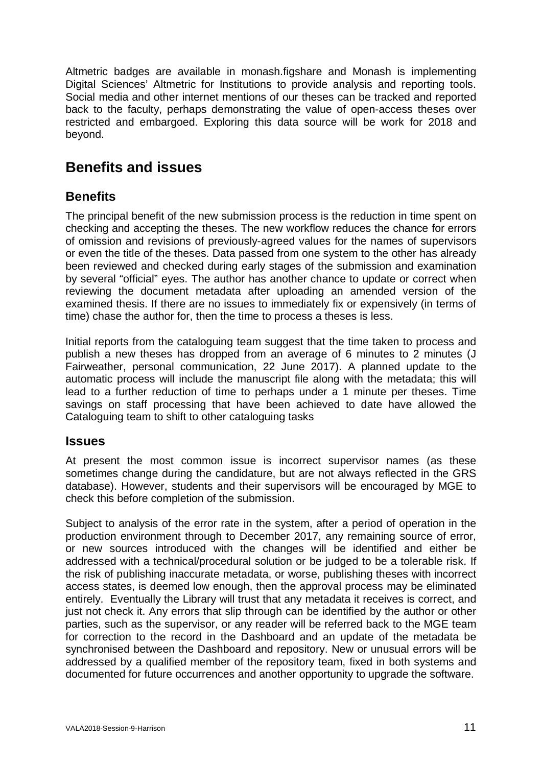Altmetric badges are available in monash.figshare and Monash is implementing Digital Sciences' Altmetric for Institutions to provide analysis and reporting tools. Social media and other internet mentions of our theses can be tracked and reported back to the faculty, perhaps demonstrating the value of open-access theses over restricted and embargoed. Exploring this data source will be work for 2018 and beyond.

## Benefits and issues

### Benefits

The principal benefit of the new submission process is the reduction in time spent on checking and accepting the theses. The new workflow reduces the chance for errors of omission and revisions of previously-agreed values for the names of supervisors or even the title of the theses. Data passed from one system to the other has already been reviewed and checked during early stages of the submission and examination by several "official" eyes. The author has another chance to update or correct when reviewing the document metadata after uploading an amended version of the examined thesis. If there are no issues to immediately fix or expensively (in terms of time) chase the author for, then the time to process a theses is less.

Initial reports from the cataloguing team suggest that the time taken to process and publish a new theses has dropped from an average of 6 minutes to 2 minutes (J Fairweather, personal communication, 22 June 2017). A planned update to the automatic process will include the manuscript file along with the metadata; this will lead to a further reduction of time to perhaps under a 1 minute per theses. Time savings on staff processing that have been achieved to date have allowed the Cataloguing team to shift to other cataloguing tasks

### Issues

At present the most common issue is incorrect supervisor names (as these sometimes change during the candidature, but are not always reflected in the GRS database). However, students and their supervisors will be encouraged by MGE to check this before completion of the submission.

Subject to analysis of the error rate in the system, after a period of operation in the production environment through to December 2017, any remaining source of error, or new sources introduced with the changes will be identified and either be addressed with a technical/procedural solution or be judged to be a tolerable risk. If the risk of publishing inaccurate metadata, or worse, publishing theses with incorrect access states, is deemed low enough, then the approval process may be eliminated entirely. Eventually the Library will trust that any metadata it receives is correct, and just not check it. Any errors that slip through can be identified by the author or other parties, such as the supervisor, or any reader will be referred back to the MGE team for correction to the record in the Dashboard and an update of the metadata be synchronised between the Dashboard and repository. New or unusual errors will be addressed by a qualified member of the repository team, fixed in both systems and documented for future occurrences and another opportunity to upgrade the software.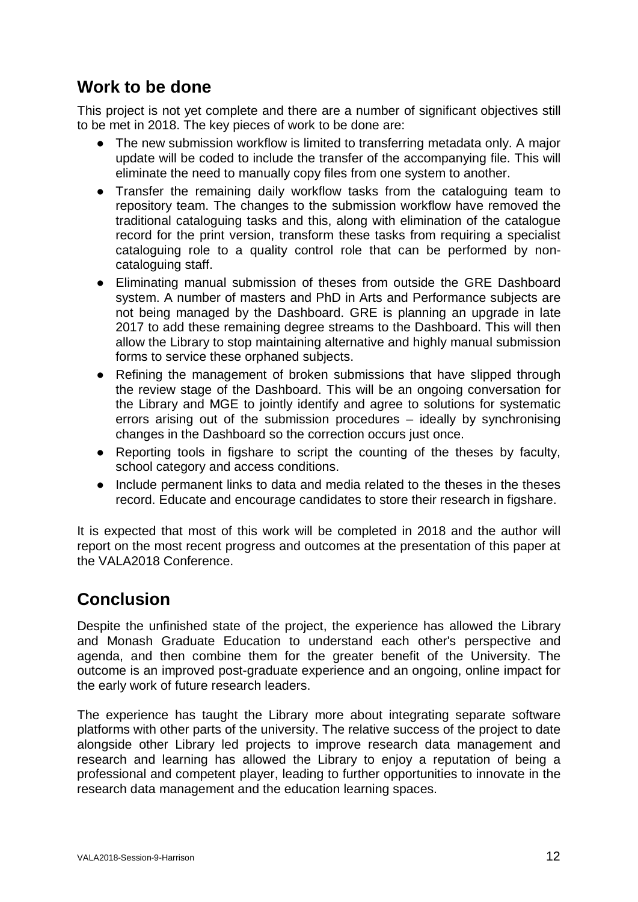## Work to be done

This project is not yet complete and there are a number of significant objectives still to be met in 2018. The key pieces of work to be done are:

- The new submission workflow is limited to transferring metadata only. A major update will be coded to include the transfer of the accompanying file. This will eliminate the need to manually copy files from one system to another.
- Transfer the remaining daily workflow tasks from the cataloguing team to repository team. The changes to the submission workflow have removed the traditional cataloguing tasks and this, along with elimination of the catalogue record for the print version, transform these tasks from requiring a specialist cataloguing role to a quality control role that can be performed by non-cataloguing staff.
- Eliminating manual submission of theses from outside the GRE Dashboard system. A number of masters and PhD in Arts and Performance subjects are not being managed by the Dashboard. GRE is planning an upgrade in late 2017 to add these remaining degree streams to the Dashboard. This will then allow the Library to stop maintaining alternative and highly manual submission forms to service these orphaned subjects.
- Refining the management of broken submissions that have slipped through the review stage of the Dashboard. This will be an ongoing conversation for the Library and MGE to jointly identify and agree to solutions for systematic errors arising out of the submission procedures – ideally by synchronising changes in the Dashboard so the correction occurs just once.
- Reporting tools in figshare to script the counting of the theses by faculty, school category and access conditions.
- Include permanent links to data and media related to the theses in the theses record. Educate and encourage candidates to store their research in figshare.

It is expected that most of this work will be completed in 2018 and the author will report on the most recent progress and outcomes at the presentation of this paper at the VALA2018 Conference.

## Conclusion

Despite the unfinished state of the project, the experience has allowed the Library and Monash Graduate Education to understand each other's perspective and agenda, and then combine them for the greater benefit of the University. The outcome is an improved post-graduate experience and an ongoing, online impact for the early work of future research leaders.

The experience has taught the Library more about integrating separate software platforms with other parts of the university. The relative success of the project to date alongside other Library led projects to improve research data management and research and learning has allowed the Library to enjoy a reputation of being a professional and competent player, leading to further opportunities to innovate in the research data management and the education learning spaces.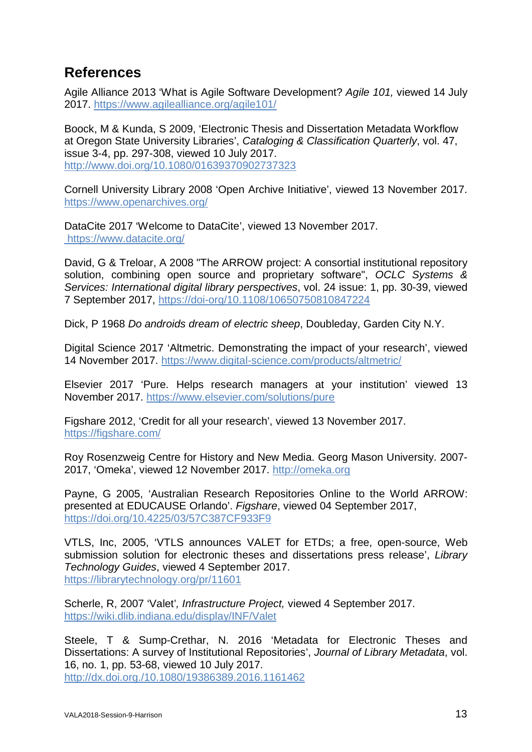## References

Agile Alliance 2013 'What is Agile Software Development? *Agile 101,* viewed 14 July 2017. https://www.agilealliance.org/agile101/

Boock, M & Kunda, S 2009, 'Electronic Thesis and Dissertation Metadata Workflow at Oregon State University Libraries', *Cataloging & Classification Quarterly*, vol. 47, issue 3-4, pp. 297-308, viewed 10 July 2017. http://www.doi.org/10.1080/01639370902737323

Cornell University Library 2008 'Open Archive Initiative', viewed 13 November 2017. https://www.openarchives.org/

DataCite 2017 'Welcome to DataCite', viewed 13 November 2017. https://www.datacite.org/

David, G & Treloar, A 2008 "The ARROW project: A consortial institutional repository solution, combining open source and proprietary software", *OCLC Systems & Services: International digital library perspectives*, vol. 24 issue: 1, pp. 30-39, viewed 7 September 2017, https://doi-org/10.1108/10650750810847224

Dick, P 1968 *Do androids dream of electric sheep*, Doubleday, Garden City N.Y.

Digital Science 2017 'Altmetric. Demonstrating the impact of your research', viewed 14 November 2017. https://www.digital-science.com/products/altmetric/

Elsevier 2017 'Pure. Helps research managers at your institution' viewed 13 November 2017. https://www.elsevier.com/solutions/pure

Figshare 2012, 'Credit for all your research', viewed 13 November 2017. https://figshare.com/

Roy Rosenzweig Centre for History and New Media. Georg Mason University. 2007-2017, 'Omeka', viewed 12 November 2017. http://omeka.org

Payne, G 2005, 'Australian Research Repositories Online to the World ARROW: presented at EDUCAUSE Orlando'. *Figshare*, viewed 04 September 2017, https://doi.org/10.4225/03/57C387CF933F9

VTLS, Inc, 2005, 'VTLS announces VALET for ETDs; a free, open-source, Web submission solution for electronic theses and dissertations press release', *Library Technology Guides*, viewed 4 September 2017. https://librarytechnology.org/pr/11601

Scherle, R, 2007 'Valet', *Infrastructure Project,* viewed 4 September 2017. https://wiki.dlib.indiana.edu/display/INF/Valet

Steele, T & Sump-Crethar, N. 2016 'Metadata for Electronic Theses and Dissertations: A survey of Institutional Repositories', *Journal of Library Metadata*, vol. 16, no. 1, pp. 53-68, viewed 10 July 2017. http://dx.doi.org./10.1080/19386389.2016.1161462